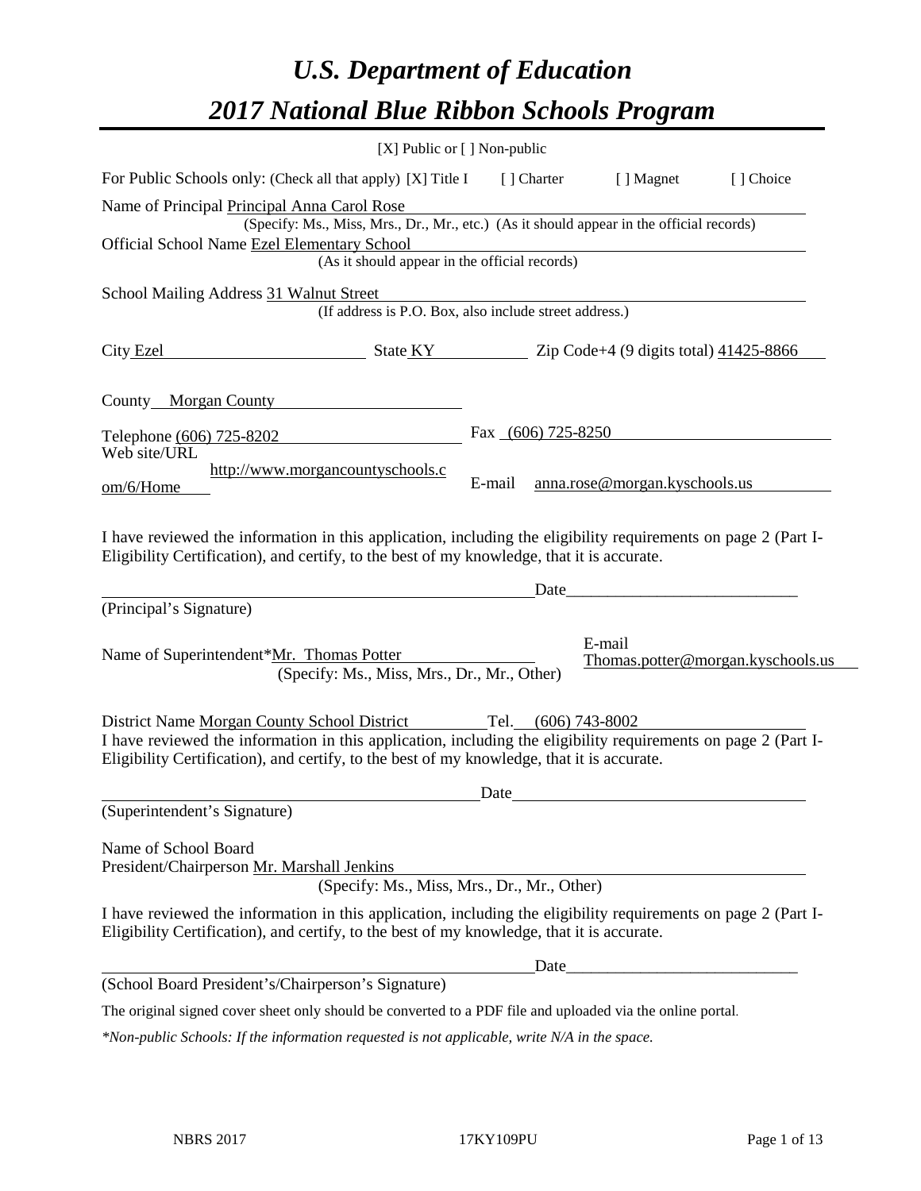# *U.S. Department of Education*

# *2017 National Blue Ribbon Schools Program*

[X] Public or [ ] Non-public

For Public Schools only: (Check all that apply) [X] Title I [ ] Charter [ ] Magnet [ ] Choice

Name of Principal Principal Anna Carol Rose
(Specify: Ms., Miss, Mrs., Dr., Mr., etc.) (As it should appear in the official records)

Official School Name Ezel Elementary School
(As it should appear in the official records)

School Mailing Address 31 Walnut Street
(If address is P.O. Box, also include street address.)

City Ezel State KY Zip Code+4 (9 digits total) 41425-8866

County Morgan County

Telephone (606) 725-8202 Fax (606) 725-8250

Web site/URL http://www.morgancountyschools.com/6/Home E-mail anna.rose@morgan.kyschools.us

I have reviewed the information in this application, including the eligibility requirements on page 2 (Part I-Eligibility Certification), and certify, to the best of my knowledge, that it is accurate.

_______________________________ Date_______________________

(Principal's Signature)

Name of Superintendent*Mr. Thomas Potter E-mail Thomas.potter@morgan.kyschools.us
(Specify: Ms., Miss, Mrs., Dr., Mr., Other)

District Name Morgan County School District Tel. (606) 743-8002

I have reviewed the information in this application, including the eligibility requirements on page 2 (Part I-Eligibility Certification), and certify, to the best of my knowledge, that it is accurate.

_______________________________ Date_______________________

(Superintendent's Signature)

Name of School Board President/Chairperson Mr. Marshall Jenkins
(Specify: Ms., Miss, Mrs., Dr., Mr., Other)

I have reviewed the information in this application, including the eligibility requirements on page 2 (Part I-Eligibility Certification), and certify, to the best of my knowledge, that it is accurate.

_______________________________ Date_______________________

(School Board President's/Chairperson's Signature)

The original signed cover sheet only should be converted to a PDF file and uploaded via the online portal.

*\*Non-public Schools: If the information requested is not applicable, write N/A in the space.*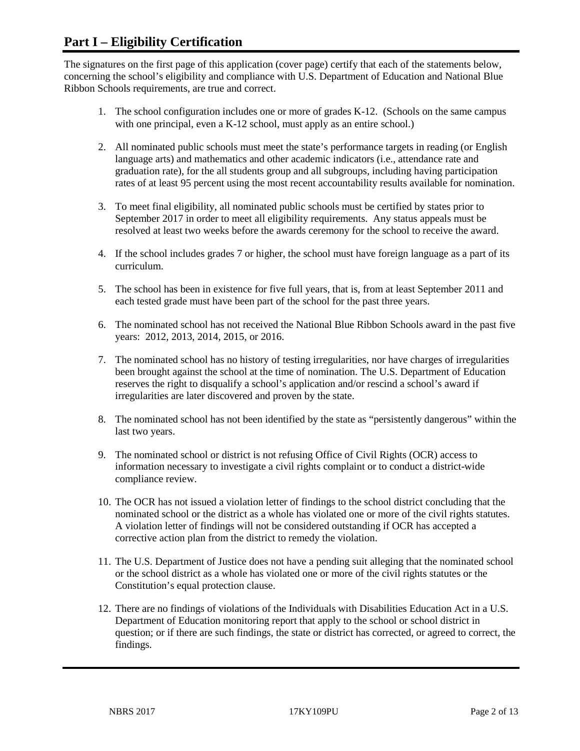# Part I – Eligibility Certification

The signatures on the first page of this application (cover page) certify that each of the statements below, concerning the school's eligibility and compliance with U.S. Department of Education and National Blue Ribbon Schools requirements, are true and correct.

1. The school configuration includes one or more of grades K-12. (Schools on the same campus with one principal, even a K-12 school, must apply as an entire school.)

2. All nominated public schools must meet the state's performance targets in reading (or English language arts) and mathematics and other academic indicators (i.e., attendance rate and graduation rate), for the all students group and all subgroups, including having participation rates of at least 95 percent using the most recent accountability results available for nomination.

3. To meet final eligibility, all nominated public schools must be certified by states prior to September 2017 in order to meet all eligibility requirements. Any status appeals must be resolved at least two weeks before the awards ceremony for the school to receive the award.

4. If the school includes grades 7 or higher, the school must have foreign language as a part of its curriculum.

5. The school has been in existence for five full years, that is, from at least September 2011 and each tested grade must have been part of the school for the past three years.

6. The nominated school has not received the National Blue Ribbon Schools award in the past five years: 2012, 2013, 2014, 2015, or 2016.

7. The nominated school has no history of testing irregularities, nor have charges of irregularities been brought against the school at the time of nomination. The U.S. Department of Education reserves the right to disqualify a school's application and/or rescind a school's award if irregularities are later discovered and proven by the state.

8. The nominated school has not been identified by the state as "persistently dangerous" within the last two years.

9. The nominated school or district is not refusing Office of Civil Rights (OCR) access to information necessary to investigate a civil rights complaint or to conduct a district-wide compliance review.

10. The OCR has not issued a violation letter of findings to the school district concluding that the nominated school or the district as a whole has violated one or more of the civil rights statutes. A violation letter of findings will not be considered outstanding if OCR has accepted a corrective action plan from the district to remedy the violation.

11. The U.S. Department of Justice does not have a pending suit alleging that the nominated school or the school district as a whole has violated one or more of the civil rights statutes or the Constitution's equal protection clause.

12. There are no findings of violations of the Individuals with Disabilities Education Act in a U.S. Department of Education monitoring report that apply to the school or school district in question; or if there are such findings, the state or district has corrected, or agreed to correct, the findings.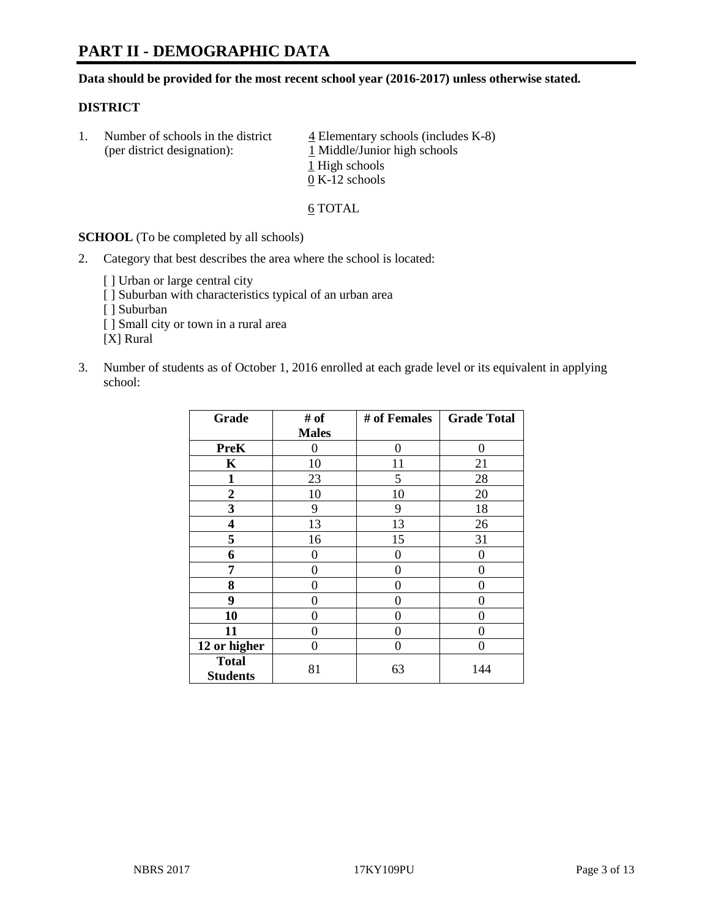# PART II - DEMOGRAPHIC DATA

**Data should be provided for the most recent school year (2016-2017) unless otherwise stated.**

## DISTRICT

1. Number of schools in the district (per district designation):
   - 4 Elementary schools (includes K-8)
   - 1 Middle/Junior high schools
   - 1 High schools
   - 0 K-12 schools

   6 TOTAL

**SCHOOL** (To be completed by all schools)

2. Category that best describes the area where the school is located:

   [ ] Urban or large central city
   [ ] Suburban with characteristics typical of an urban area
   [ ] Suburban
   [ ] Small city or town in a rural area
   [X] Rural

3. Number of students as of October 1, 2016 enrolled at each grade level or its equivalent in applying school:

| Grade | # of Males | # of Females | Grade Total |
|---|---|---|---|
| PreK | 0 | 0 | 0 |
| K | 10 | 11 | 21 |
| 1 | 23 | 5 | 28 |
| 2 | 10 | 10 | 20 |
| 3 | 9 | 9 | 18 |
| 4 | 13 | 13 | 26 |
| 5 | 16 | 15 | 31 |
| 6 | 0 | 0 | 0 |
| 7 | 0 | 0 | 0 |
| 8 | 0 | 0 | 0 |
| 9 | 0 | 0 | 0 |
| 10 | 0 | 0 | 0 |
| 11 | 0 | 0 | 0 |
| 12 or higher | 0 | 0 | 0 |
| **Total Students** | 81 | 63 | 144 |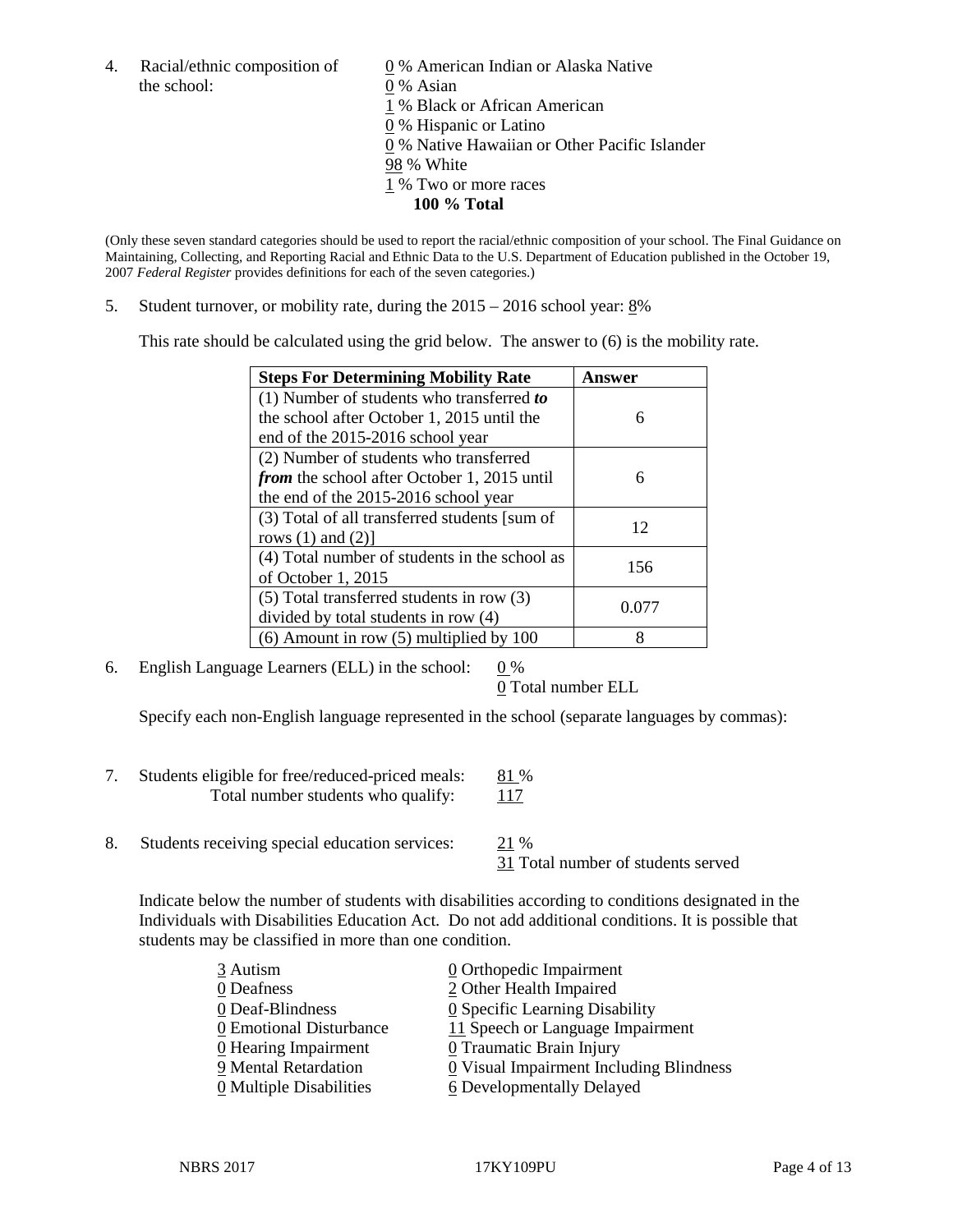4. Racial/ethnic composition of the school:

   0 % American Indian or Alaska Native
   0 % Asian
   1 % Black or African American
   0 % Hispanic or Latino
   0 % Native Hawaiian or Other Pacific Islander
   98 % White
   1 % Two or more races
   **100 % Total**

(Only these seven standard categories should be used to report the racial/ethnic composition of your school. The Final Guidance on Maintaining, Collecting, and Reporting Racial and Ethnic Data to the U.S. Department of Education published in the October 19, 2007 *Federal Register* provides definitions for each of the seven categories.)

5. Student turnover, or mobility rate, during the 2015 – 2016 school year: 8%

   This rate should be calculated using the grid below. The answer to (6) is the mobility rate.

| **Steps For Determining Mobility Rate** | **Answer** |
|---|---|
| (1) Number of students who transferred ***to*** the school after October 1, 2015 until the end of the 2015-2016 school year | 6 |
| (2) Number of students who transferred ***from*** the school after October 1, 2015 until the end of the 2015-2016 school year | 6 |
| (3) Total of all transferred students [sum of rows (1) and (2)] | 12 |
| (4) Total number of students in the school as of October 1, 2015 | 156 |
| (5) Total transferred students in row (3) divided by total students in row (4) | 0.077 |
| (6) Amount in row (5) multiplied by 100 | 8 |

6. English Language Learners (ELL) in the school: 0 %
   0 Total number ELL

   Specify each non-English language represented in the school (separate languages by commas):

7. Students eligible for free/reduced-priced meals: 81 %
   Total number students who qualify: 117

8. Students receiving special education services: 21 %
   31 Total number of students served

   Indicate below the number of students with disabilities according to conditions designated in the Individuals with Disabilities Education Act. Do not add additional conditions. It is possible that students may be classified in more than one condition.

   3 Autism
   0 Deafness
   0 Deaf-Blindness
   0 Emotional Disturbance
   0 Hearing Impairment
   9 Mental Retardation
   0 Multiple Disabilities
   0 Orthopedic Impairment
   2 Other Health Impaired
   0 Specific Learning Disability
   11 Speech or Language Impairment
   0 Traumatic Brain Injury
   0 Visual Impairment Including Blindness
   6 Developmentally Delayed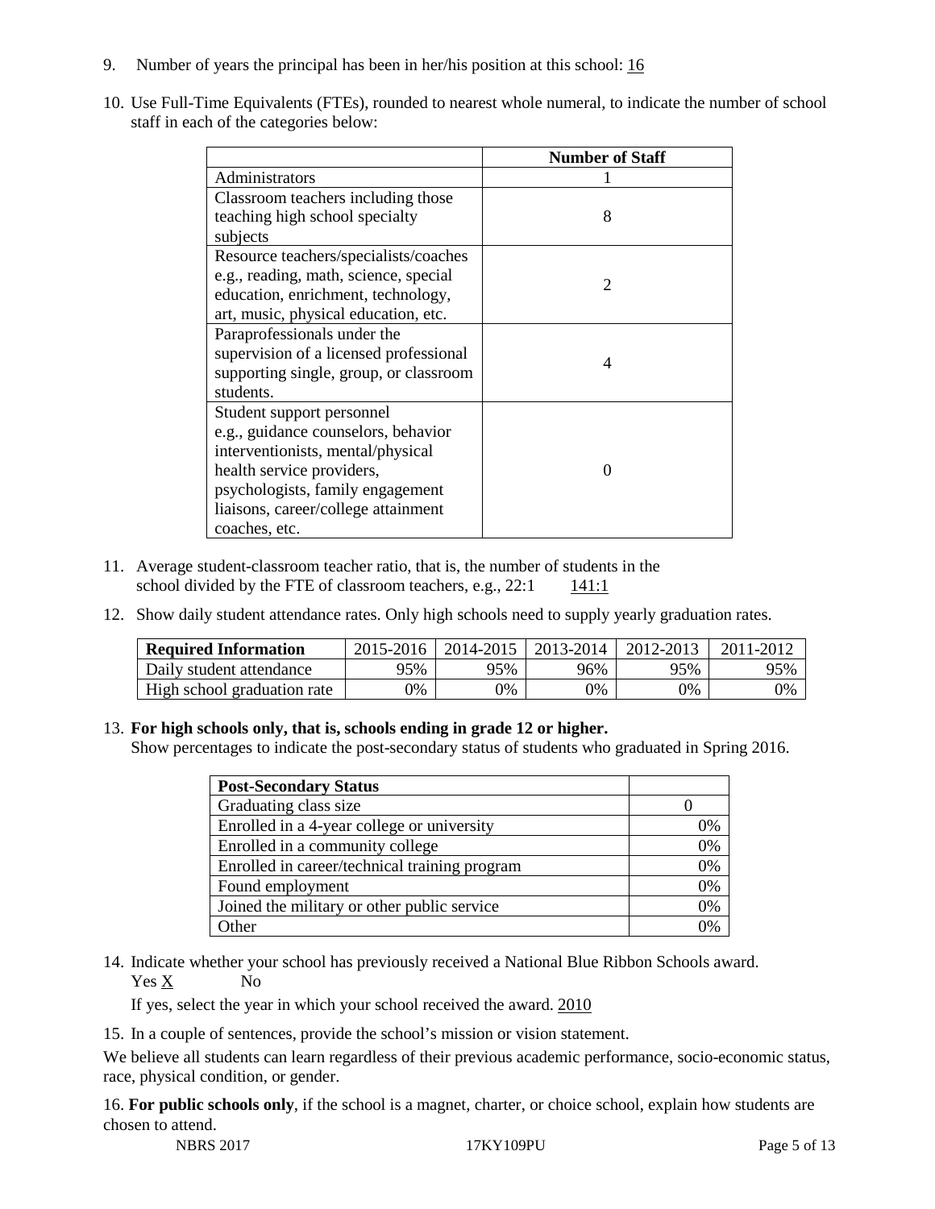9. Number of years the principal has been in her/his position at this school: 16

10. Use Full-Time Equivalents (FTEs), rounded to nearest whole numeral, to indicate the number of school staff in each of the categories below:

| | Number of Staff |
|---|---|
| Administrators | 1 |
| Classroom teachers including those teaching high school specialty subjects | 8 |
| Resource teachers/specialists/coaches e.g., reading, math, science, special education, enrichment, technology, art, music, physical education, etc. | 2 |
| Paraprofessionals under the supervision of a licensed professional supporting single, group, or classroom students. | 4 |
| Student support personnel e.g., guidance counselors, behavior interventionists, mental/physical health service providers, psychologists, family engagement liaisons, career/college attainment coaches, etc. | 0 |

11. Average student-classroom teacher ratio, that is, the number of students in the school divided by the FTE of classroom teachers, e.g., 22:1 141:1

12. Show daily student attendance rates. Only high schools need to supply yearly graduation rates.

| Required Information | 2015-2016 | 2014-2015 | 2013-2014 | 2012-2013 | 2011-2012 |
|---|---|---|---|---|---|
| Daily student attendance | 95% | 95% | 96% | 95% | 95% |
| High school graduation rate | 0% | 0% | 0% | 0% | 0% |

13. **For high schools only, that is, schools ending in grade 12 or higher.**
Show percentages to indicate the post-secondary status of students who graduated in Spring 2016.

| Post-Secondary Status | |
|---|---|
| Graduating class size | 0 |
| Enrolled in a 4-year college or university | 0% |
| Enrolled in a community college | 0% |
| Enrolled in career/technical training program | 0% |
| Found employment | 0% |
| Joined the military or other public service | 0% |
| Other | 0% |

14. Indicate whether your school has previously received a National Blue Ribbon Schools award.
Yes X No

If yes, select the year in which your school received the award. 2010

15. In a couple of sentences, provide the school's mission or vision statement.

We believe all students can learn regardless of their previous academic performance, socio-economic status, race, physical condition, or gender.

16. **For public schools only**, if the school is a magnet, charter, or choice school, explain how students are chosen to attend.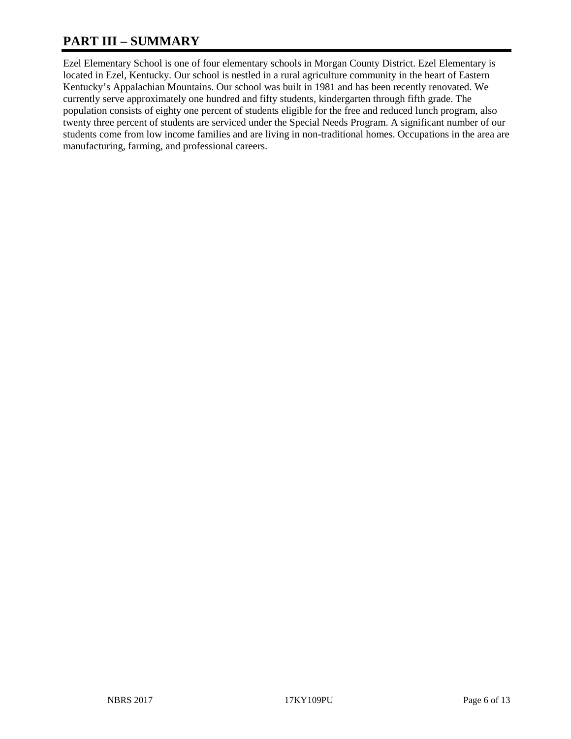# PART III – SUMMARY

Ezel Elementary School is one of four elementary schools in Morgan County District. Ezel Elementary is located in Ezel, Kentucky. Our school is nestled in a rural agriculture community in the heart of Eastern Kentucky's Appalachian Mountains. Our school was built in 1981 and has been recently renovated. We currently serve approximately one hundred and fifty students, kindergarten through fifth grade. The population consists of eighty one percent of students eligible for the free and reduced lunch program, also twenty three percent of students are serviced under the Special Needs Program. A significant number of our students come from low income families and are living in non-traditional homes. Occupations in the area are manufacturing, farming, and professional careers.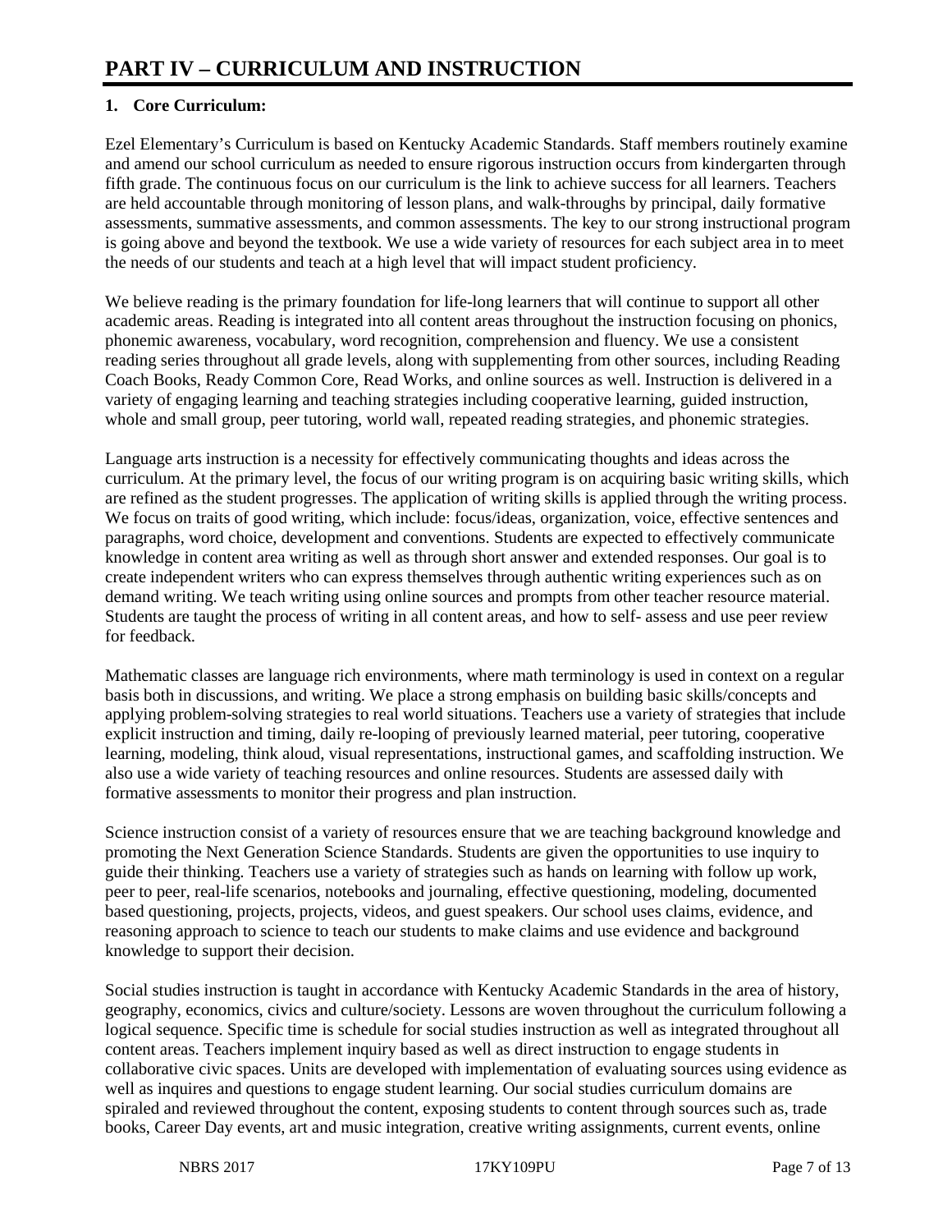# PART IV – CURRICULUM AND INSTRUCTION

## 1. Core Curriculum:

Ezel Elementary's Curriculum is based on Kentucky Academic Standards. Staff members routinely examine and amend our school curriculum as needed to ensure rigorous instruction occurs from kindergarten through fifth grade. The continuous focus on our curriculum is the link to achieve success for all learners. Teachers are held accountable through monitoring of lesson plans, and walk-throughs by principal, daily formative assessments, summative assessments, and common assessments. The key to our strong instructional program is going above and beyond the textbook. We use a wide variety of resources for each subject area in to meet the needs of our students and teach at a high level that will impact student proficiency.

We believe reading is the primary foundation for life-long learners that will continue to support all other academic areas. Reading is integrated into all content areas throughout the instruction focusing on phonics, phonemic awareness, vocabulary, word recognition, comprehension and fluency. We use a consistent reading series throughout all grade levels, along with supplementing from other sources, including Reading Coach Books, Ready Common Core, Read Works, and online sources as well. Instruction is delivered in a variety of engaging learning and teaching strategies including cooperative learning, guided instruction, whole and small group, peer tutoring, world wall, repeated reading strategies, and phonemic strategies.

Language arts instruction is a necessity for effectively communicating thoughts and ideas across the curriculum. At the primary level, the focus of our writing program is on acquiring basic writing skills, which are refined as the student progresses. The application of writing skills is applied through the writing process. We focus on traits of good writing, which include: focus/ideas, organization, voice, effective sentences and paragraphs, word choice, development and conventions. Students are expected to effectively communicate knowledge in content area writing as well as through short answer and extended responses. Our goal is to create independent writers who can express themselves through authentic writing experiences such as on demand writing. We teach writing using online sources and prompts from other teacher resource material. Students are taught the process of writing in all content areas, and how to self- assess and use peer review for feedback.

Mathematic classes are language rich environments, where math terminology is used in context on a regular basis both in discussions, and writing. We place a strong emphasis on building basic skills/concepts and applying problem-solving strategies to real world situations. Teachers use a variety of strategies that include explicit instruction and timing, daily re-looping of previously learned material, peer tutoring, cooperative learning, modeling, think aloud, visual representations, instructional games, and scaffolding instruction. We also use a wide variety of teaching resources and online resources. Students are assessed daily with formative assessments to monitor their progress and plan instruction.

Science instruction consist of a variety of resources ensure that we are teaching background knowledge and promoting the Next Generation Science Standards. Students are given the opportunities to use inquiry to guide their thinking. Teachers use a variety of strategies such as hands on learning with follow up work, peer to peer, real-life scenarios, notebooks and journaling, effective questioning, modeling, documented based questioning, projects, projects, videos, and guest speakers. Our school uses claims, evidence, and reasoning approach to science to teach our students to make claims and use evidence and background knowledge to support their decision.

Social studies instruction is taught in accordance with Kentucky Academic Standards in the area of history, geography, economics, civics and culture/society. Lessons are woven throughout the curriculum following a logical sequence. Specific time is schedule for social studies instruction as well as integrated throughout all content areas. Teachers implement inquiry based as well as direct instruction to engage students in collaborative civic spaces. Units are developed with implementation of evaluating sources using evidence as well as inquires and questions to engage student learning. Our social studies curriculum domains are spiraled and reviewed throughout the content, exposing students to content through sources such as, trade books, Career Day events, art and music integration, creative writing assignments, current events, online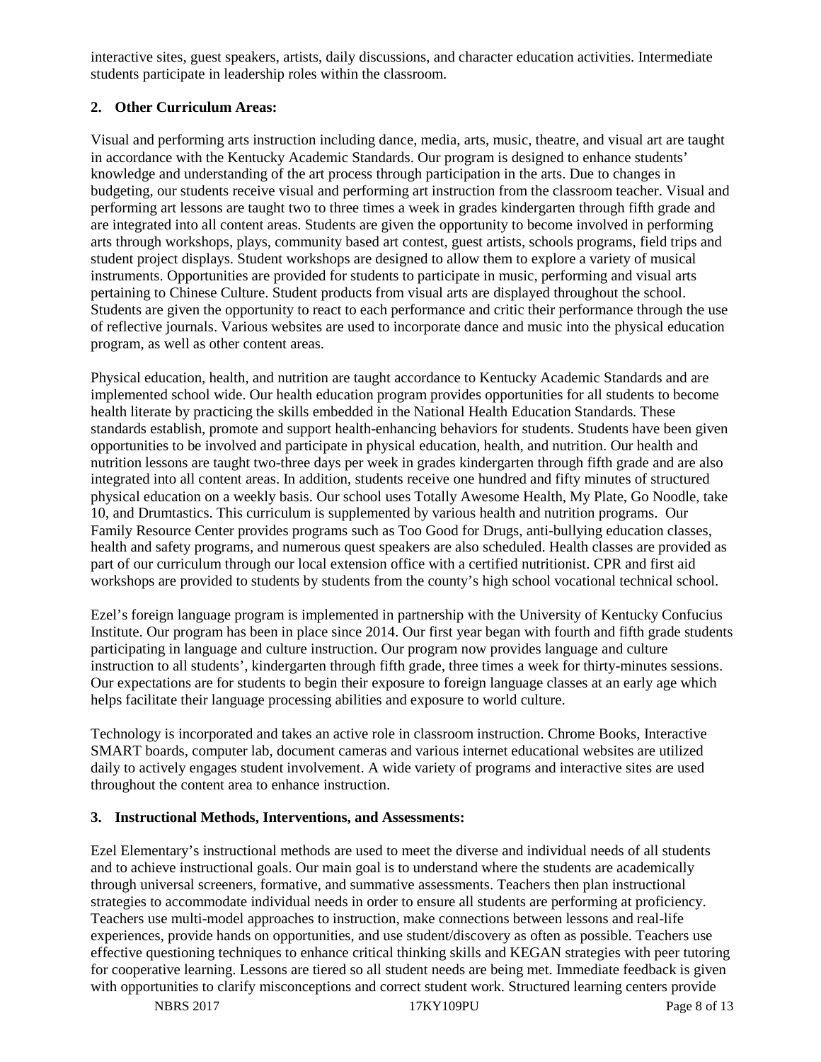interactive sites, guest speakers, artists, daily discussions, and character education activities. Intermediate students participate in leadership roles within the classroom.

**2. Other Curriculum Areas:**

Visual and performing arts instruction including dance, media, arts, music, theatre, and visual art are taught in accordance with the Kentucky Academic Standards. Our program is designed to enhance students' knowledge and understanding of the art process through participation in the arts. Due to changes in budgeting, our students receive visual and performing art instruction from the classroom teacher. Visual and performing art lessons are taught two to three times a week in grades kindergarten through fifth grade and are integrated into all content areas. Students are given the opportunity to become involved in performing arts through workshops, plays, community based art contest, guest artists, schools programs, field trips and student project displays. Student workshops are designed to allow them to explore a variety of musical instruments. Opportunities are provided for students to participate in music, performing and visual arts pertaining to Chinese Culture. Student products from visual arts are displayed throughout the school. Students are given the opportunity to react to each performance and critic their performance through the use of reflective journals. Various websites are used to incorporate dance and music into the physical education program, as well as other content areas.

Physical education, health, and nutrition are taught accordance to Kentucky Academic Standards and are implemented school wide. Our health education program provides opportunities for all students to become health literate by practicing the skills embedded in the National Health Education Standards. These standards establish, promote and support health-enhancing behaviors for students. Students have been given opportunities to be involved and participate in physical education, health, and nutrition. Our health and nutrition lessons are taught two-three days per week in grades kindergarten through fifth grade and are also integrated into all content areas. In addition, students receive one hundred and fifty minutes of structured physical education on a weekly basis. Our school uses Totally Awesome Health, My Plate, Go Noodle, take 10, and Drumtastics. This curriculum is supplemented by various health and nutrition programs. Our Family Resource Center provides programs such as Too Good for Drugs, anti-bullying education classes, health and safety programs, and numerous quest speakers are also scheduled. Health classes are provided as part of our curriculum through our local extension office with a certified nutritionist. CPR and first aid workshops are provided to students by students from the county's high school vocational technical school.

Ezel's foreign language program is implemented in partnership with the University of Kentucky Confucius Institute. Our program has been in place since 2014. Our first year began with fourth and fifth grade students participating in language and culture instruction. Our program now provides language and culture instruction to all students', kindergarten through fifth grade, three times a week for thirty-minutes sessions. Our expectations are for students to begin their exposure to foreign language classes at an early age which helps facilitate their language processing abilities and exposure to world culture.

Technology is incorporated and takes an active role in classroom instruction. Chrome Books, Interactive SMART boards, computer lab, document cameras and various internet educational websites are utilized daily to actively engages student involvement. A wide variety of programs and interactive sites are used throughout the content area to enhance instruction.

**3. Instructional Methods, Interventions, and Assessments:**

Ezel Elementary's instructional methods are used to meet the diverse and individual needs of all students and to achieve instructional goals. Our main goal is to understand where the students are academically through universal screeners, formative, and summative assessments. Teachers then plan instructional strategies to accommodate individual needs in order to ensure all students are performing at proficiency. Teachers use multi-model approaches to instruction, make connections between lessons and real-life experiences, provide hands on opportunities, and use student/discovery as often as possible. Teachers use effective questioning techniques to enhance critical thinking skills and KEGAN strategies with peer tutoring for cooperative learning. Lessons are tiered so all student needs are being met. Immediate feedback is given with opportunities to clarify misconceptions and correct student work. Structured learning centers provide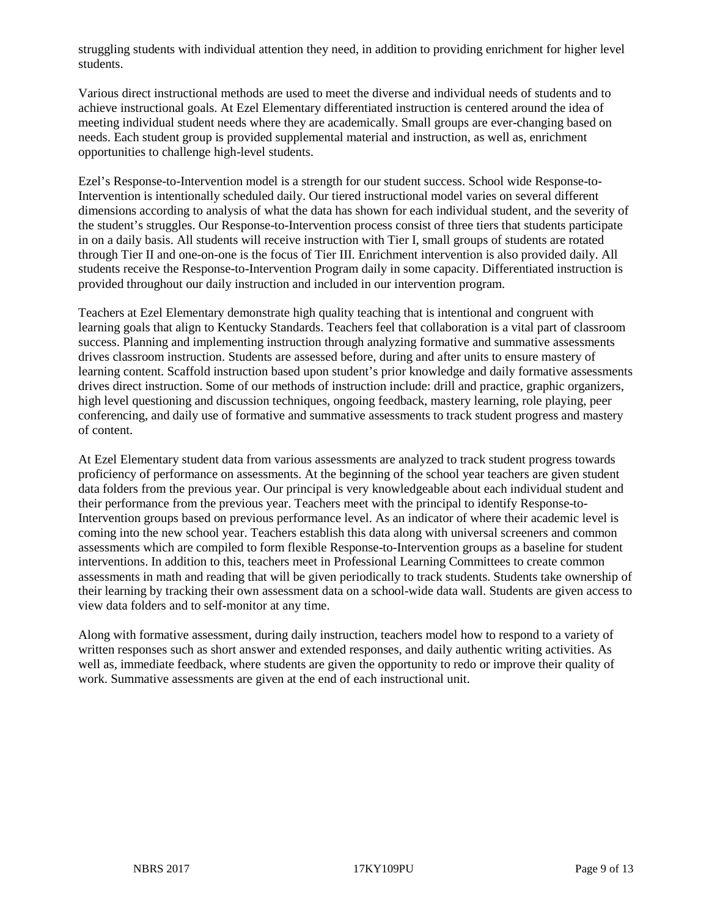struggling students with individual attention they need, in addition to providing enrichment for higher level students.

Various direct instructional methods are used to meet the diverse and individual needs of students and to achieve instructional goals. At Ezel Elementary differentiated instruction is centered around the idea of meeting individual student needs where they are academically. Small groups are ever-changing based on needs. Each student group is provided supplemental material and instruction, as well as, enrichment opportunities to challenge high-level students.

Ezel's Response-to-Intervention model is a strength for our student success. School wide Response-to-Intervention is intentionally scheduled daily. Our tiered instructional model varies on several different dimensions according to analysis of what the data has shown for each individual student, and the severity of the student's struggles. Our Response-to-Intervention process consist of three tiers that students participate in on a daily basis. All students will receive instruction with Tier I, small groups of students are rotated through Tier II and one-on-one is the focus of Tier III. Enrichment intervention is also provided daily. All students receive the Response-to-Intervention Program daily in some capacity. Differentiated instruction is provided throughout our daily instruction and included in our intervention program.

Teachers at Ezel Elementary demonstrate high quality teaching that is intentional and congruent with learning goals that align to Kentucky Standards. Teachers feel that collaboration is a vital part of classroom success. Planning and implementing instruction through analyzing formative and summative assessments drives classroom instruction. Students are assessed before, during and after units to ensure mastery of learning content. Scaffold instruction based upon student's prior knowledge and daily formative assessments drives direct instruction. Some of our methods of instruction include: drill and practice, graphic organizers, high level questioning and discussion techniques, ongoing feedback, mastery learning, role playing, peer conferencing, and daily use of formative and summative assessments to track student progress and mastery of content.

At Ezel Elementary student data from various assessments are analyzed to track student progress towards proficiency of performance on assessments. At the beginning of the school year teachers are given student data folders from the previous year. Our principal is very knowledgeable about each individual student and their performance from the previous year. Teachers meet with the principal to identify Response-to-Intervention groups based on previous performance level. As an indicator of where their academic level is coming into the new school year. Teachers establish this data along with universal screeners and common assessments which are compiled to form flexible Response-to-Intervention groups as a baseline for student interventions. In addition to this, teachers meet in Professional Learning Committees to create common assessments in math and reading that will be given periodically to track students. Students take ownership of their learning by tracking their own assessment data on a school-wide data wall. Students are given access to view data folders and to self-monitor at any time.

Along with formative assessment, during daily instruction, teachers model how to respond to a variety of written responses such as short answer and extended responses, and daily authentic writing activities. As well as, immediate feedback, where students are given the opportunity to redo or improve their quality of work. Summative assessments are given at the end of each instructional unit.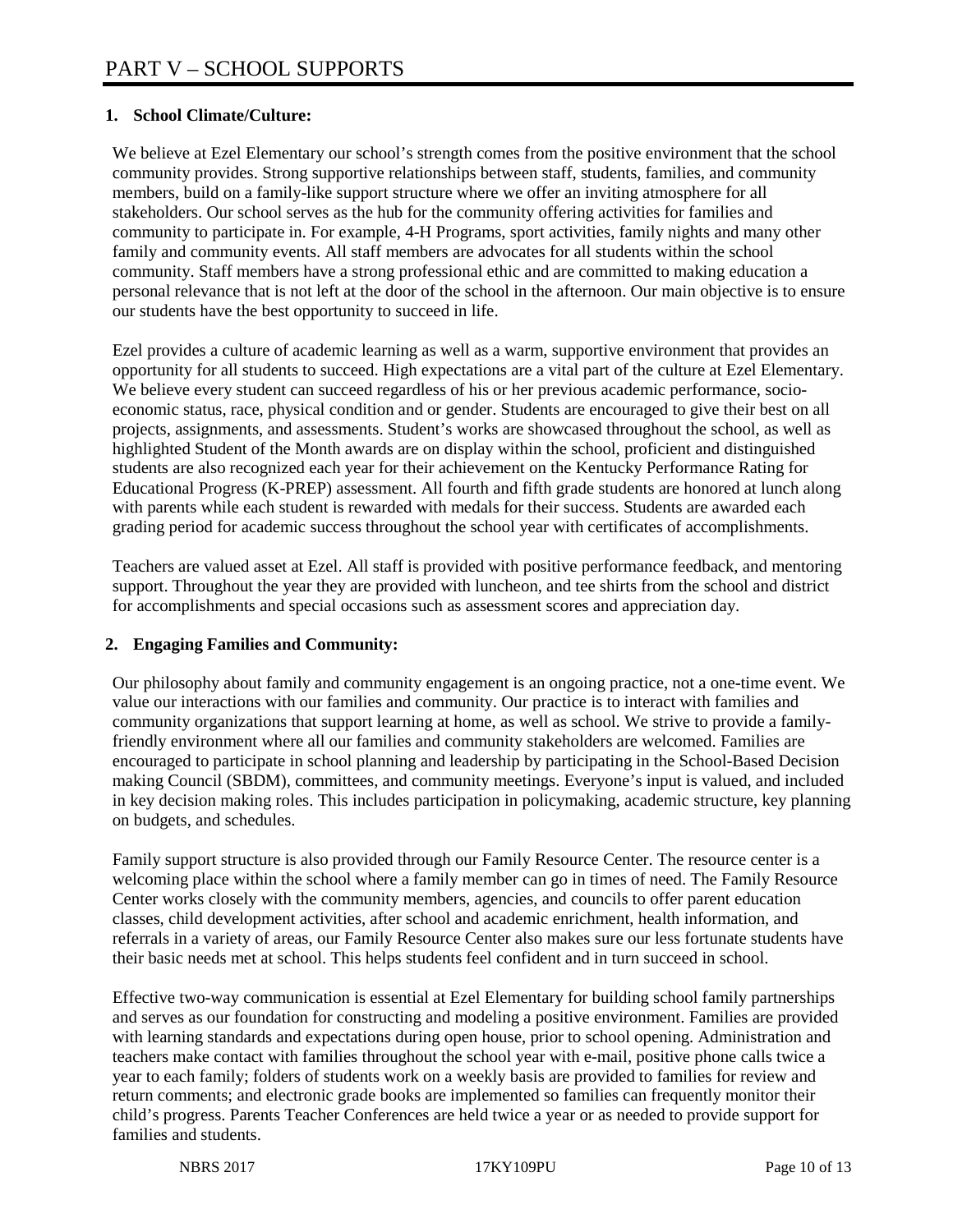# PART V – SCHOOL SUPPORTS

## 1. School Climate/Culture:

We believe at Ezel Elementary our school's strength comes from the positive environment that the school community provides. Strong supportive relationships between staff, students, families, and community members, build on a family-like support structure where we offer an inviting atmosphere for all stakeholders. Our school serves as the hub for the community offering activities for families and community to participate in. For example, 4-H Programs, sport activities, family nights and many other family and community events. All staff members are advocates for all students within the school community. Staff members have a strong professional ethic and are committed to making education a personal relevance that is not left at the door of the school in the afternoon. Our main objective is to ensure our students have the best opportunity to succeed in life.

Ezel provides a culture of academic learning as well as a warm, supportive environment that provides an opportunity for all students to succeed. High expectations are a vital part of the culture at Ezel Elementary. We believe every student can succeed regardless of his or her previous academic performance, socio-economic status, race, physical condition and or gender. Students are encouraged to give their best on all projects, assignments, and assessments. Student's works are showcased throughout the school, as well as highlighted Student of the Month awards are on display within the school, proficient and distinguished students are also recognized each year for their achievement on the Kentucky Performance Rating for Educational Progress (K-PREP) assessment. All fourth and fifth grade students are honored at lunch along with parents while each student is rewarded with medals for their success. Students are awarded each grading period for academic success throughout the school year with certificates of accomplishments.

Teachers are valued asset at Ezel. All staff is provided with positive performance feedback, and mentoring support. Throughout the year they are provided with luncheon, and tee shirts from the school and district for accomplishments and special occasions such as assessment scores and appreciation day.

## 2. Engaging Families and Community:

Our philosophy about family and community engagement is an ongoing practice, not a one-time event. We value our interactions with our families and community. Our practice is to interact with families and community organizations that support learning at home, as well as school. We strive to provide a family-friendly environment where all our families and community stakeholders are welcomed. Families are encouraged to participate in school planning and leadership by participating in the School-Based Decision making Council (SBDM), committees, and community meetings. Everyone's input is valued, and included in key decision making roles. This includes participation in policymaking, academic structure, key planning on budgets, and schedules.

Family support structure is also provided through our Family Resource Center. The resource center is a welcoming place within the school where a family member can go in times of need. The Family Resource Center works closely with the community members, agencies, and councils to offer parent education classes, child development activities, after school and academic enrichment, health information, and referrals in a variety of areas, our Family Resource Center also makes sure our less fortunate students have their basic needs met at school. This helps students feel confident and in turn succeed in school.

Effective two-way communication is essential at Ezel Elementary for building school family partnerships and serves as our foundation for constructing and modeling a positive environment. Families are provided with learning standards and expectations during open house, prior to school opening. Administration and teachers make contact with families throughout the school year with e-mail, positive phone calls twice a year to each family; folders of students work on a weekly basis are provided to families for review and return comments; and electronic grade books are implemented so families can frequently monitor their child's progress. Parents Teacher Conferences are held twice a year or as needed to provide support for families and students.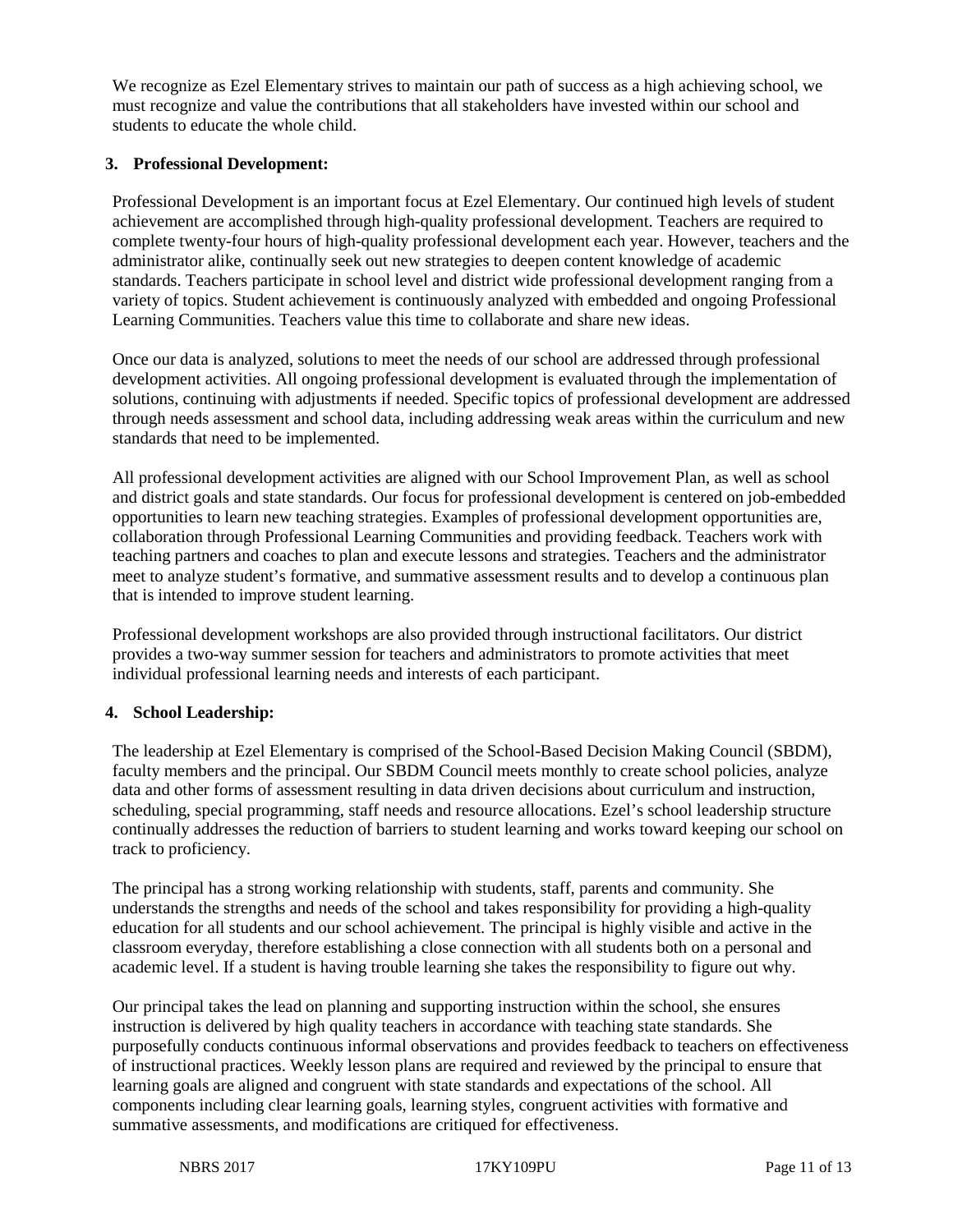We recognize as Ezel Elementary strives to maintain our path of success as a high achieving school, we must recognize and value the contributions that all stakeholders have invested within our school and students to educate the whole child.

**3. Professional Development:**

Professional Development is an important focus at Ezel Elementary. Our continued high levels of student achievement are accomplished through high-quality professional development. Teachers are required to complete twenty-four hours of high-quality professional development each year. However, teachers and the administrator alike, continually seek out new strategies to deepen content knowledge of academic standards. Teachers participate in school level and district wide professional development ranging from a variety of topics. Student achievement is continuously analyzed with embedded and ongoing Professional Learning Communities. Teachers value this time to collaborate and share new ideas.

Once our data is analyzed, solutions to meet the needs of our school are addressed through professional development activities. All ongoing professional development is evaluated through the implementation of solutions, continuing with adjustments if needed. Specific topics of professional development are addressed through needs assessment and school data, including addressing weak areas within the curriculum and new standards that need to be implemented.

All professional development activities are aligned with our School Improvement Plan, as well as school and district goals and state standards. Our focus for professional development is centered on job-embedded opportunities to learn new teaching strategies. Examples of professional development opportunities are, collaboration through Professional Learning Communities and providing feedback. Teachers work with teaching partners and coaches to plan and execute lessons and strategies. Teachers and the administrator meet to analyze student's formative, and summative assessment results and to develop a continuous plan that is intended to improve student learning.

Professional development workshops are also provided through instructional facilitators. Our district provides a two-way summer session for teachers and administrators to promote activities that meet individual professional learning needs and interests of each participant.

**4. School Leadership:**

The leadership at Ezel Elementary is comprised of the School-Based Decision Making Council (SBDM), faculty members and the principal. Our SBDM Council meets monthly to create school policies, analyze data and other forms of assessment resulting in data driven decisions about curriculum and instruction, scheduling, special programming, staff needs and resource allocations. Ezel's school leadership structure continually addresses the reduction of barriers to student learning and works toward keeping our school on track to proficiency.

The principal has a strong working relationship with students, staff, parents and community. She understands the strengths and needs of the school and takes responsibility for providing a high-quality education for all students and our school achievement. The principal is highly visible and active in the classroom everyday, therefore establishing a close connection with all students both on a personal and academic level. If a student is having trouble learning she takes the responsibility to figure out why.

Our principal takes the lead on planning and supporting instruction within the school, she ensures instruction is delivered by high quality teachers in accordance with teaching state standards. She purposefully conducts continuous informal observations and provides feedback to teachers on effectiveness of instructional practices. Weekly lesson plans are required and reviewed by the principal to ensure that learning goals are aligned and congruent with state standards and expectations of the school. All components including clear learning goals, learning styles, congruent activities with formative and summative assessments, and modifications are critiqued for effectiveness.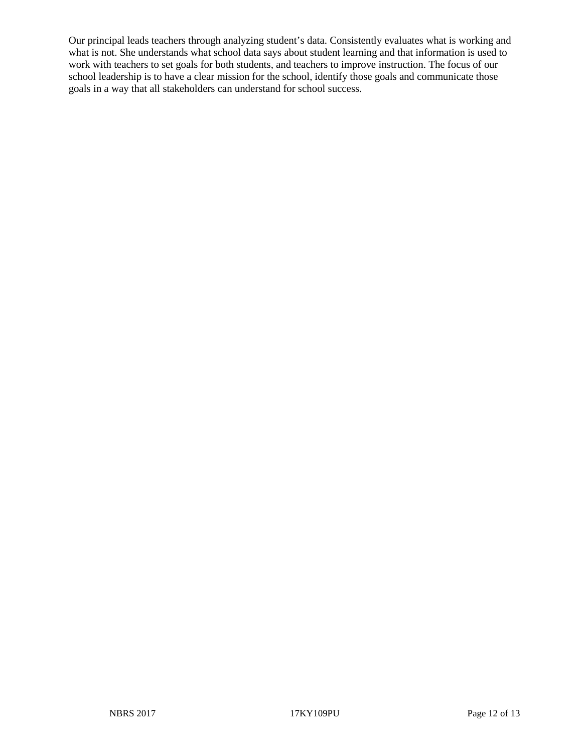Our principal leads teachers through analyzing student's data. Consistently evaluates what is working and what is not. She understands what school data says about student learning and that information is used to work with teachers to set goals for both students, and teachers to improve instruction. The focus of our school leadership is to have a clear mission for the school, identify those goals and communicate those goals in a way that all stakeholders can understand for school success.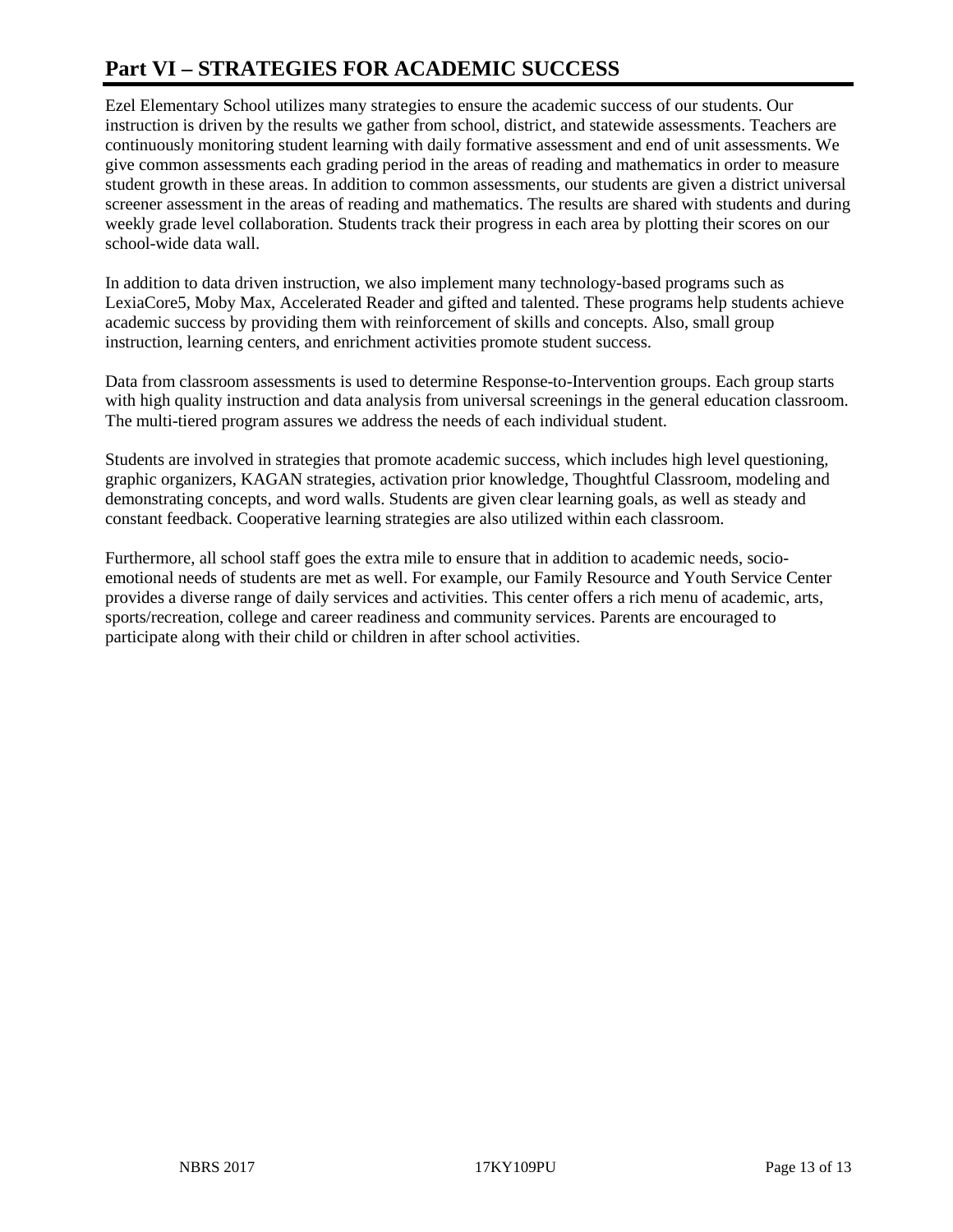# Part VI – STRATEGIES FOR ACADEMIC SUCCESS

Ezel Elementary School utilizes many strategies to ensure the academic success of our students. Our instruction is driven by the results we gather from school, district, and statewide assessments. Teachers are continuously monitoring student learning with daily formative assessment and end of unit assessments. We give common assessments each grading period in the areas of reading and mathematics in order to measure student growth in these areas. In addition to common assessments, our students are given a district universal screener assessment in the areas of reading and mathematics. The results are shared with students and during weekly grade level collaboration. Students track their progress in each area by plotting their scores on our school-wide data wall.

In addition to data driven instruction, we also implement many technology-based programs such as LexiaCore5, Moby Max, Accelerated Reader and gifted and talented. These programs help students achieve academic success by providing them with reinforcement of skills and concepts. Also, small group instruction, learning centers, and enrichment activities promote student success.

Data from classroom assessments is used to determine Response-to-Intervention groups. Each group starts with high quality instruction and data analysis from universal screenings in the general education classroom. The multi-tiered program assures we address the needs of each individual student.

Students are involved in strategies that promote academic success, which includes high level questioning, graphic organizers, KAGAN strategies, activation prior knowledge, Thoughtful Classroom, modeling and demonstrating concepts, and word walls. Students are given clear learning goals, as well as steady and constant feedback. Cooperative learning strategies are also utilized within each classroom.

Furthermore, all school staff goes the extra mile to ensure that in addition to academic needs, socio-emotional needs of students are met as well. For example, our Family Resource and Youth Service Center provides a diverse range of daily services and activities. This center offers a rich menu of academic, arts, sports/recreation, college and career readiness and community services. Parents are encouraged to participate along with their child or children in after school activities.